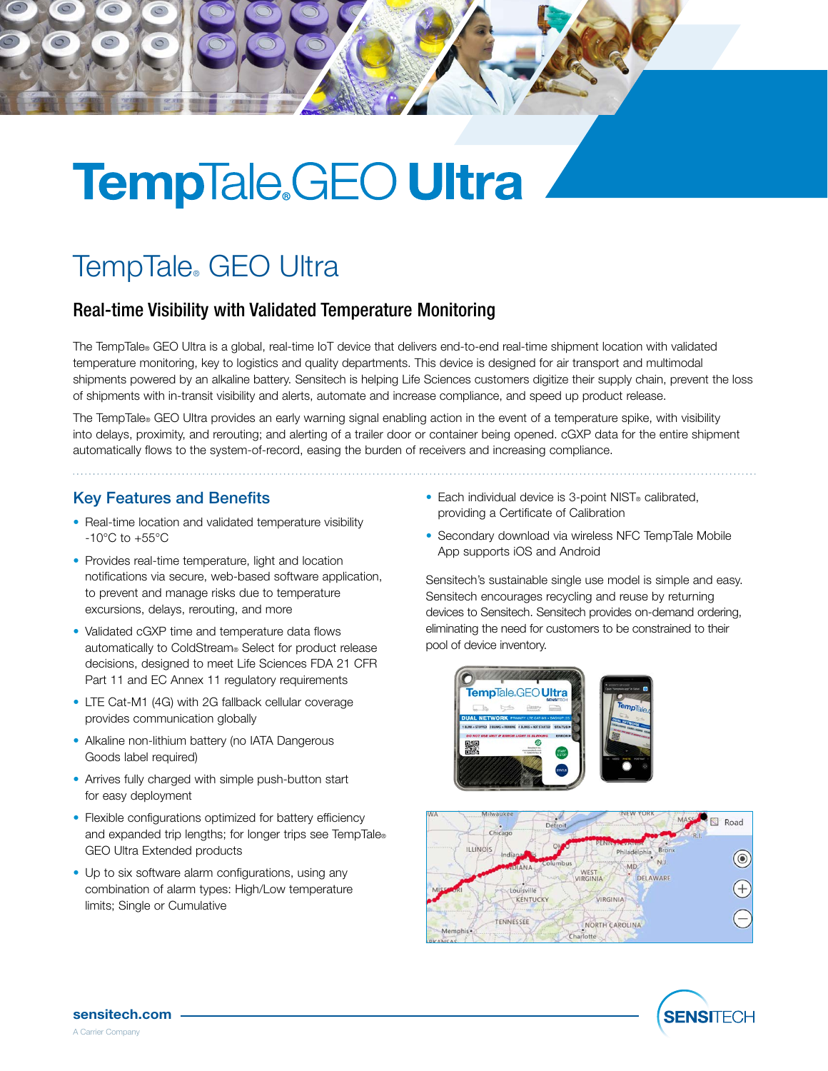# TempTale® GEO Ultra

## TempTale® GEO Ultra

### Real-time Visibility with Validated Temperature Monitoring

The TempTale® GEO Ultra is a global, real-time IoT device that delivers end-to-end real-time shipment location with validated temperature monitoring, key to logistics and quality departments. This device is designed for air transport and multimodal shipments powered by an alkaline battery. Sensitech is helping Life Sciences customers digitize their supply chain, prevent the loss of shipments with in-transit visibility and alerts, automate and increase compliance, and speed up product release.

The TempTale® GEO Ultra provides an early warning signal enabling action in the event of a temperature spike, with visibility into delays, proximity, and rerouting; and alerting of a trailer door or container being opened. cGXP data for the entire shipment automatically flows to the system-of-record, easing the burden of receivers and increasing compliance.

### Key Features and Benefits

- Real-time location and validated temperature visibility -10°C to +55°C
- Provides real-time temperature, light and location notifications via secure, web-based software application, to prevent and manage risks due to temperature excursions, delays, rerouting, and more
- Validated cGXP time and temperature data flows automatically to ColdStream® Select for product release decisions, designed to meet Life Sciences FDA 21 CFR Part 11 and EC Annex 11 regulatory requirements
- LTE Cat-M1 (4G) with 2G fallback cellular coverage provides communication globally
- Alkaline non-lithium battery (no IATA Dangerous Goods label required)
- Arrives fully charged with simple push-button start for easy deployment
- Flexible configurations optimized for battery efficiency and expanded trip lengths; for longer trips see TempTale® GEO Ultra Extended products
- Up to six software alarm configurations, using any combination of alarm types: High/Low temperature limits; Single or Cumulative
- Each individual device is 3-point NIST® calibrated, providing a Certificate of Calibration
- Secondary download via wireless NFC TempTale Mobile App supports iOS and Android

Sensitech's sustainable single use model is simple and easy. Sensitech encourages recycling and reuse by returning devices to Sensitech. Sensitech provides on-demand ordering, eliminating the need for customers to be constrained to their pool of device inventory.

**sensitech.com**

A Carrier Company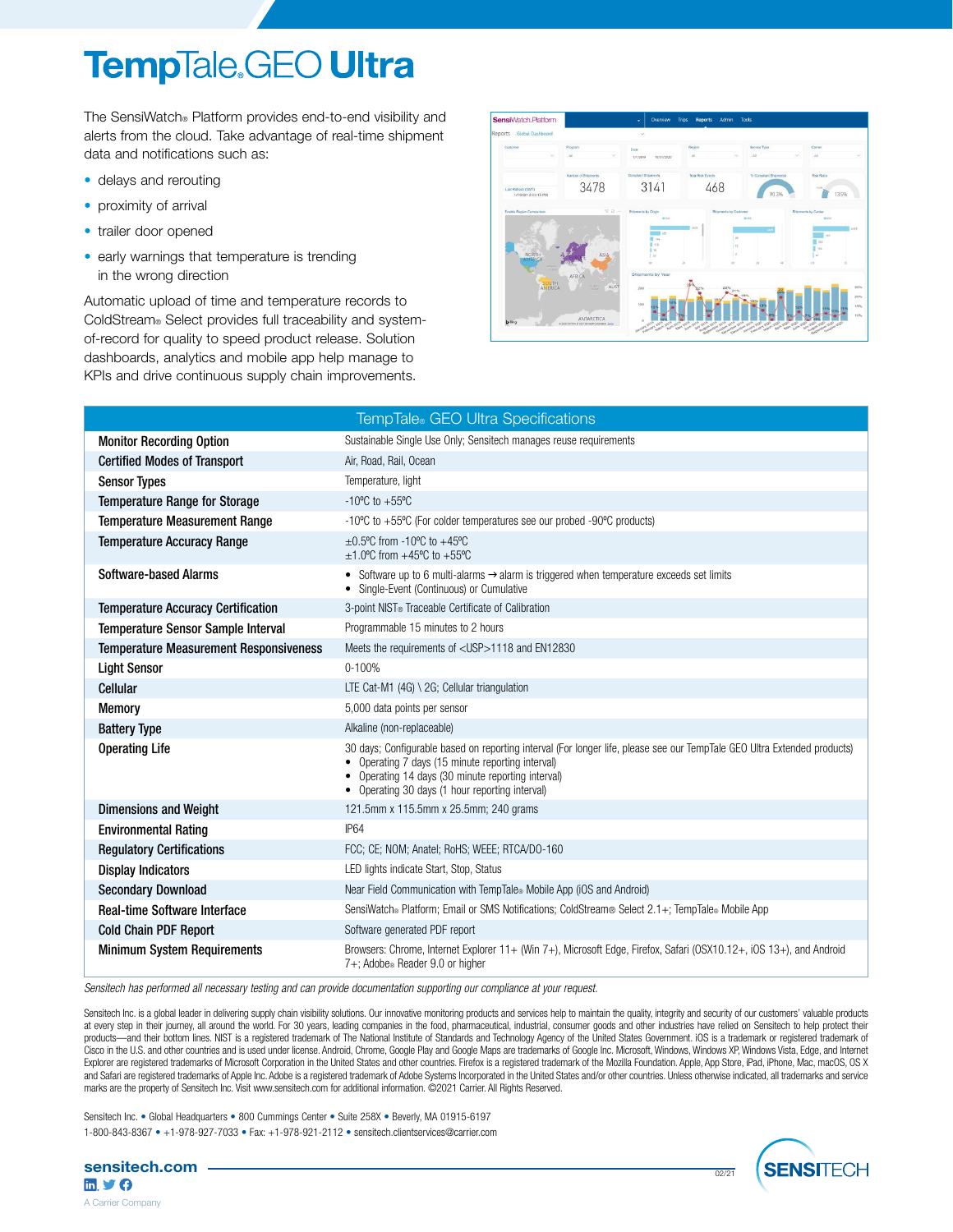# TempTale® GEO Ultra

The SensiWatch® Platform provides end-to-end visibility and alerts from the cloud. Take advantage of real-time shipment data and notifications such as:

- delays and rerouting
- proximity of arrival
- trailer door opened
- early warnings that temperature is trending in the wrong direction

Automatic upload of time and temperature records to ColdStream® Select provides full traceability and system-of-record for quality to speed product release. Solution dashboards, analytics and mobile app help manage to KPIs and drive continuous supply chain improvements.

| TempTale® GEO Ultra Specifications | |
|---|---|
| **Monitor Recording Option** | Sustainable Single Use Only; Sensitech manages reuse requirements |
| **Certified Modes of Transport** | Air, Road, Rail, Ocean |
| **Sensor Types** | Temperature, light |
| **Temperature Range for Storage** | -10ºC to +55ºC |
| **Temperature Measurement Range** | -10ºC to +55ºC (For colder temperatures see our probed -90ºC products) |
| **Temperature Accuracy Range** | ±0.5ºC from -10ºC to +45ºC<br>±1.0ºC from +45ºC to +55ºC |
| **Software-based Alarms** | • Software up to 6 multi-alarms → alarm is triggered when temperature exceeds set limits<br>• Single-Event (Continuous) or Cumulative |
| **Temperature Accuracy Certification** | 3-point NIST® Traceable Certificate of Calibration |
| **Temperature Sensor Sample Interval** | Programmable 15 minutes to 2 hours |
| **Temperature Measurement Responsiveness** | Meets the requirements of <USP>1118 and EN12830 |
| **Light Sensor** | 0-100% |
| **Cellular** | LTE Cat-M1 (4G) \ 2G; Cellular triangulation |
| **Memory** | 5,000 data points per sensor |
| **Battery Type** | Alkaline (non-replaceable) |
| **Operating Life** | 30 days; Configurable based on reporting interval (For longer life, please see our TempTale GEO Ultra Extended products)<br>• Operating 7 days (15 minute reporting interval)<br>• Operating 14 days (30 minute reporting interval)<br>• Operating 30 days (1 hour reporting interval) |
| **Dimensions and Weight** | 121.5mm x 115.5mm x 25.5mm; 240 grams |
| **Environmental Rating** | IP64 |
| **Regulatory Certifications** | FCC; CE; NOM; Anatel; RoHS; WEEE; RTCA/DO-160 |
| **Display Indicators** | LED lights indicate Start, Stop, Status |
| **Secondary Download** | Near Field Communication with TempTale® Mobile App (iOS and Android) |
| **Real-time Software Interface** | SensiWatch® Platform; Email or SMS Notifications; ColdStream® Select 2.1+; TempTale® Mobile App |
| **Cold Chain PDF Report** | Software generated PDF report |
| **Minimum System Requirements** | Browsers: Chrome, Internet Explorer 11+ (Win 7+), Microsoft Edge, Firefox, Safari (OSX10.12+, iOS 13+), and Android 7+; Adobe® Reader 9.0 or higher |

*Sensitech has performed all necessary testing and can provide documentation supporting our compliance at your request.*

Sensitech Inc. is a global leader in delivering supply chain visibility solutions. Our innovative monitoring products and services help to maintain the quality, integrity and security of our customers' valuable products at every step in their journey, all around the world. For 30 years, leading companies in the food, pharmaceutical, industrial, consumer goods and other industries have relied on Sensitech to help protect their products—and their bottom lines. NIST is a registered trademark of The National Institute of Standards and Technology Agency of the United States Government. iOS is a trademark or registered trademark of Cisco in the U.S. and other countries and is used under license. Android, Chrome, Google Play and Google Maps are trademarks of Google Inc. Microsoft, Windows, Windows XP, Windows Vista, Edge, and Internet Explorer are registered trademarks of Microsoft Corporation in the United States and other countries. Firefox is a registered trademark of the Mozilla Foundation. Apple, App Store, iPad, iPhone, Mac, macOS, OS X and Safari are registered trademarks of Apple Inc. Adobe is a registered trademark of Adobe Systems Incorporated in the United States and/or other countries. Unless otherwise indicated, all trademarks and service marks are the property of Sensitech Inc. Visit www.sensitech.com for additional information. ©2021 Carrier. All Rights Reserved.

Sensitech Inc. • Global Headquarters • 800 Cummings Center • Suite 258X • Beverly, MA 01915-6197
1-800-843-8367 • +1-978-927-7033 • Fax: +1-978-921-2112 • sensitech.clientservices@carrier.com

**sensitech.com**

A Carrier Company

02/21

SENSITECH